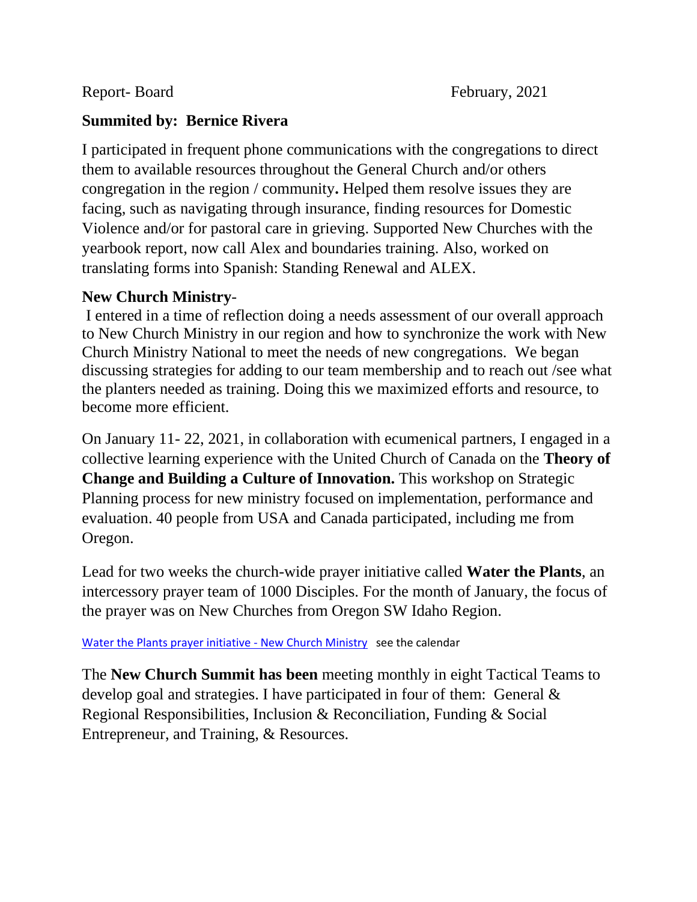Report- Board February, 2021

**Summited by: Bernice Rivera**

I participated in frequent phone communications with the congregations to direct them to available resources throughout the General Church and/or others congregation in the region / community**.** Helped them resolve issues they are facing, such as navigating through insurance, finding resources for Domestic Violence and/or for pastoral care in grieving. Supported New Churches with the yearbook report, now call Alex and boundaries training. Also, worked on translating forms into Spanish: Standing Renewal and ALEX.

**New Church Ministry**-

I entered in a time of reflection doing a needs assessment of our overall approach to New Church Ministry in our region and how to synchronize the work with New Church Ministry National to meet the needs of new congregations. We began discussing strategies for adding to our team membership and to reach out /see what the planters needed as training. Doing this we maximized efforts and resource, to become more efficient.

On January 11- 22, 2021, in collaboration with ecumenical partners, I engaged in a collective learning experience with the United Church of Canada on the **Theory of Change and Building a Culture of Innovation.** This workshop on Strategic Planning process for new ministry focused on implementation, performance and evaluation. 40 people from USA and Canada participated, including me from Oregon.

Lead for two weeks the church-wide prayer initiative called **Water the Plants**, an intercessory prayer team of 1000 Disciples. For the month of January, the focus of the prayer was on New Churches from Oregon SW Idaho Region.

Water the Plants prayer initiative - New Church Ministry see the calendar

The **New Church Summit has been** meeting monthly in eight Tactical Teams to develop goal and strategies. I have participated in four of them: General & Regional Responsibilities, Inclusion & Reconciliation, Funding & Social Entrepreneur, and Training, & Resources.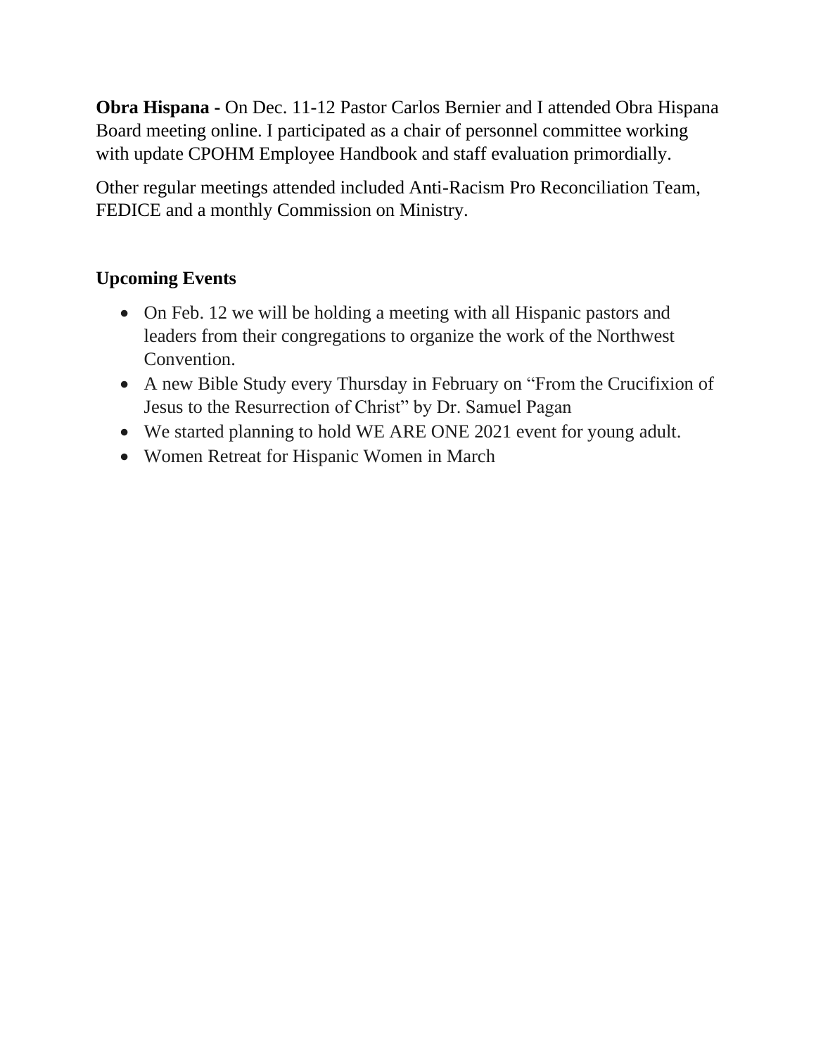**Obra Hispana -** On Dec. 11-12 Pastor Carlos Bernier and I attended Obra Hispana Board meeting online. I participated as a chair of personnel committee working with update CPOHM Employee Handbook and staff evaluation primordially.

Other regular meetings attended included Anti-Racism Pro Reconciliation Team, FEDICE and a monthly Commission on Ministry.

**Upcoming Events**

- On Feb. 12 we will be holding a meeting with all Hispanic pastors and leaders from their congregations to organize the work of the Northwest Convention.
- A new Bible Study every Thursday in February on "From the Crucifixion of Jesus to the Resurrection of Christ" by Dr. Samuel Pagan
- We started planning to hold WE ARE ONE 2021 event for young adult.
- Women Retreat for Hispanic Women in March